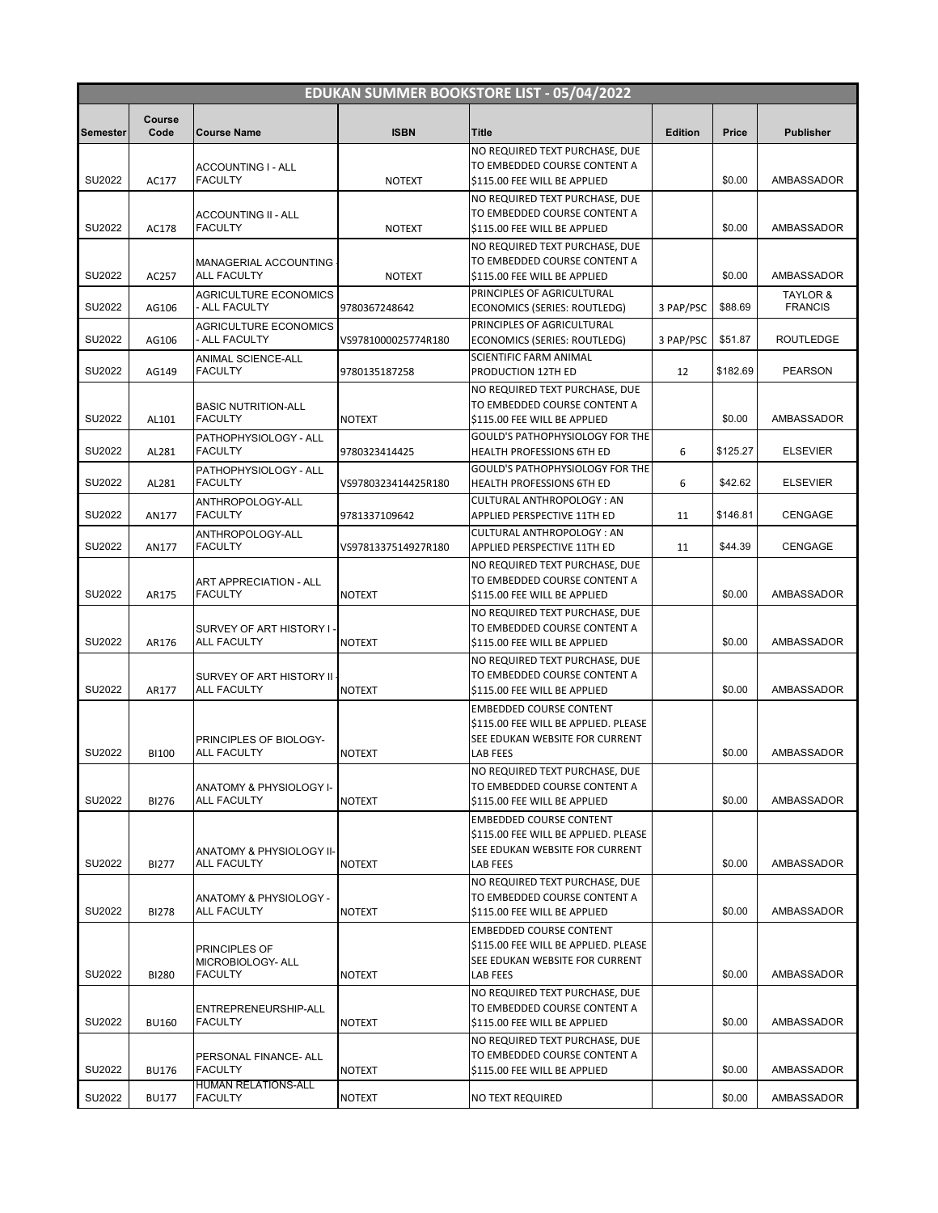# EDUKAN SUMMER BOOKSTORE LIST - 05/04/2022

| Semester | Course Code | Course Name | ISBN | Title | Edition | Price | Publisher |
|---|---|---|---|---|---|---|---|
| SU2022 | AC177 | ACCOUNTING I - ALL FACULTY | NOTEXT | NO REQUIRED TEXT PURCHASE, DUE TO EMBEDDED COURSE CONTENT A $115.00 FEE WILL BE APPLIED | | $0.00 | AMBASSADOR |
| SU2022 | AC178 | ACCOUNTING II - ALL FACULTY | NOTEXT | NO REQUIRED TEXT PURCHASE, DUE TO EMBEDDED COURSE CONTENT A $115.00 FEE WILL BE APPLIED | | $0.00 | AMBASSADOR |
| SU2022 | AC257 | MANAGERIAL ACCOUNTING - ALL FACULTY | NOTEXT | NO REQUIRED TEXT PURCHASE, DUE TO EMBEDDED COURSE CONTENT A $115.00 FEE WILL BE APPLIED | | $0.00 | AMBASSADOR |
| SU2022 | AG106 | AGRICULTURE ECONOMICS - ALL FACULTY | 9780367248642 | PRINCIPLES OF AGRICULTURAL ECONOMICS (SERIES: ROUTLEDG) | 3 PAP/PSC | $88.69 | TAYLOR & FRANCIS |
| SU2022 | AG106 | AGRICULTURE ECONOMICS - ALL FACULTY | VS9781000025774R180 | PRINCIPLES OF AGRICULTURAL ECONOMICS (SERIES: ROUTLEDG) | 3 PAP/PSC | $51.87 | ROUTLEDGE |
| SU2022 | AG149 | ANIMAL SCIENCE-ALL FACULTY | 9780135187258 | SCIENTIFIC FARM ANIMAL PRODUCTION 12TH ED | 12 | $182.69 | PEARSON |
| SU2022 | AL101 | BASIC NUTRITION-ALL FACULTY | NOTEXT | NO REQUIRED TEXT PURCHASE, DUE TO EMBEDDED COURSE CONTENT A $115.00 FEE WILL BE APPLIED | | $0.00 | AMBASSADOR |
| SU2022 | AL281 | PATHOPHYSIOLOGY - ALL FACULTY | 9780323414425 | GOULD'S PATHOPHYSIOLOGY FOR THE HEALTH PROFESSIONS 6TH ED | 6 | $125.27 | ELSEVIER |
| SU2022 | AL281 | PATHOPHYSIOLOGY - ALL FACULTY | VS9780323414425R180 | GOULD'S PATHOPHYSIOLOGY FOR THE HEALTH PROFESSIONS 6TH ED | 6 | $42.62 | ELSEVIER |
| SU2022 | AN177 | ANTHROPOLOGY-ALL FACULTY | 9781337109642 | CULTURAL ANTHROPOLOGY : AN APPLIED PERSPECTIVE 11TH ED | 11 | $146.81 | CENGAGE |
| SU2022 | AN177 | ANTHROPOLOGY-ALL FACULTY | VS9781337514927R180 | CULTURAL ANTHROPOLOGY : AN APPLIED PERSPECTIVE 11TH ED | 11 | $44.39 | CENGAGE |
| SU2022 | AR175 | ART APPRECIATION - ALL FACULTY | NOTEXT | NO REQUIRED TEXT PURCHASE, DUE TO EMBEDDED COURSE CONTENT A $115.00 FEE WILL BE APPLIED | | $0.00 | AMBASSADOR |
| SU2022 | AR176 | SURVEY OF ART HISTORY I - ALL FACULTY | NOTEXT | NO REQUIRED TEXT PURCHASE, DUE TO EMBEDDED COURSE CONTENT A $115.00 FEE WILL BE APPLIED | | $0.00 | AMBASSADOR |
| SU2022 | AR177 | SURVEY OF ART HISTORY II - ALL FACULTY | NOTEXT | NO REQUIRED TEXT PURCHASE, DUE TO EMBEDDED COURSE CONTENT A $115.00 FEE WILL BE APPLIED | | $0.00 | AMBASSADOR |
| SU2022 | BI100 | PRINCIPLES OF BIOLOGY-ALL FACULTY | NOTEXT | EMBEDDED COURSE CONTENT $115.00 FEE WILL BE APPLIED. PLEASE SEE EDUKAN WEBSITE FOR CURRENT LAB FEES | | $0.00 | AMBASSADOR |
| SU2022 | BI276 | ANATOMY & PHYSIOLOGY I-ALL FACULTY | NOTEXT | NO REQUIRED TEXT PURCHASE, DUE TO EMBEDDED COURSE CONTENT A $115.00 FEE WILL BE APPLIED | | $0.00 | AMBASSADOR |
| SU2022 | BI277 | ANATOMY & PHYSIOLOGY II-ALL FACULTY | NOTEXT | EMBEDDED COURSE CONTENT $115.00 FEE WILL BE APPLIED. PLEASE SEE EDUKAN WEBSITE FOR CURRENT LAB FEES | | $0.00 | AMBASSADOR |
| SU2022 | BI278 | ANATOMY & PHYSIOLOGY - ALL FACULTY | NOTEXT | NO REQUIRED TEXT PURCHASE, DUE TO EMBEDDED COURSE CONTENT A $115.00 FEE WILL BE APPLIED | | $0.00 | AMBASSADOR |
| SU2022 | BI280 | PRINCIPLES OF MICROBIOLOGY- ALL FACULTY | NOTEXT | EMBEDDED COURSE CONTENT $115.00 FEE WILL BE APPLIED. PLEASE SEE EDUKAN WEBSITE FOR CURRENT LAB FEES | | $0.00 | AMBASSADOR |
| SU2022 | BU160 | ENTREPRENEURSHIP-ALL FACULTY | NOTEXT | NO REQUIRED TEXT PURCHASE, DUE TO EMBEDDED COURSE CONTENT A $115.00 FEE WILL BE APPLIED | | $0.00 | AMBASSADOR |
| SU2022 | BU176 | PERSONAL FINANCE- ALL FACULTY | NOTEXT | NO REQUIRED TEXT PURCHASE, DUE TO EMBEDDED COURSE CONTENT A $115.00 FEE WILL BE APPLIED | | $0.00 | AMBASSADOR |
| SU2022 | BU177 | HUMAN RELATIONS-ALL FACULTY | NOTEXT | NO TEXT REQUIRED | | $0.00 | AMBASSADOR |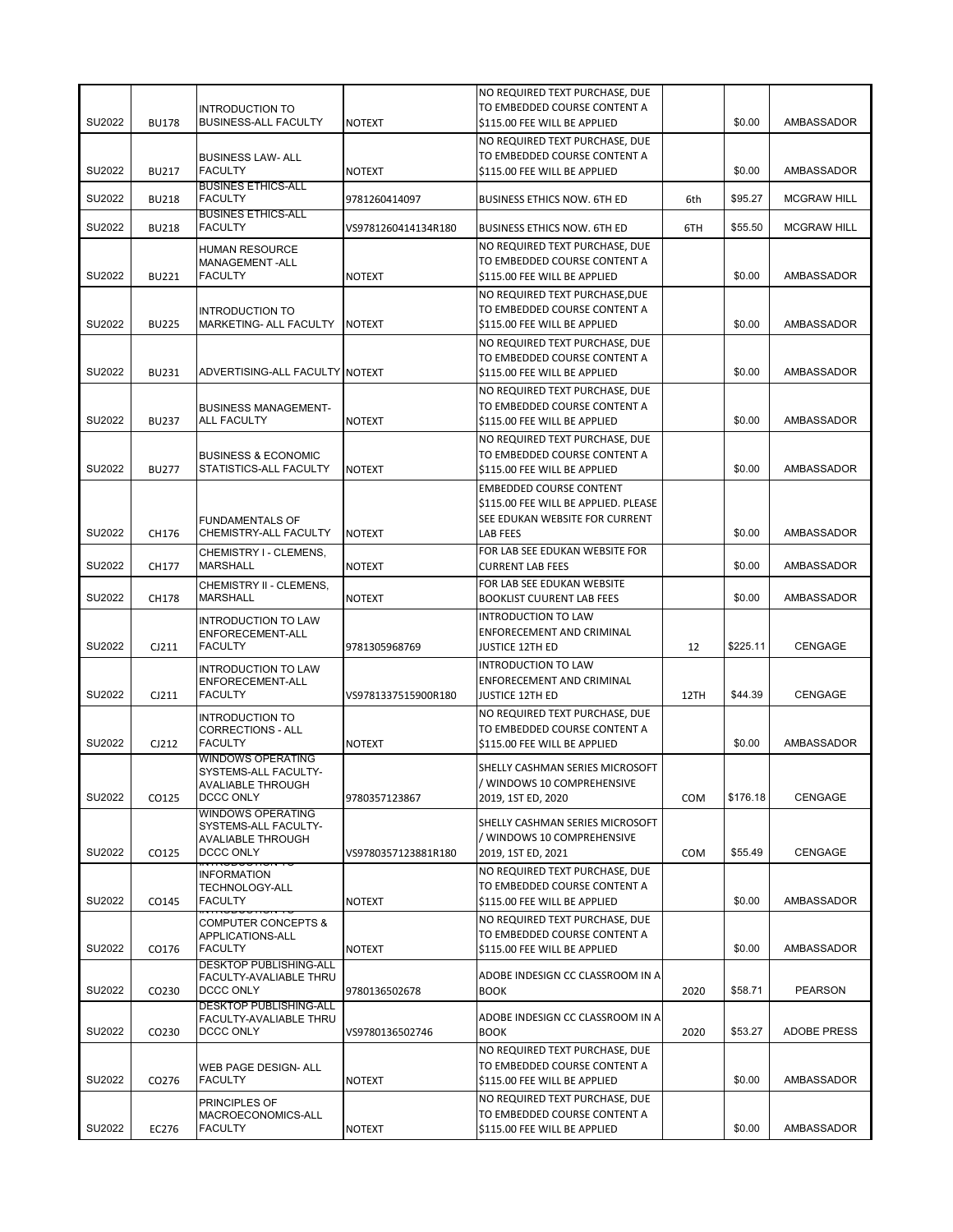| | | | | | | | |
|---|---|---|---|---|---|---|---|
| SU2022 | BU178 | INTRODUCTION TO BUSINESS-ALL FACULTY | NOTEXT | NO REQUIRED TEXT PURCHASE, DUE TO EMBEDDED COURSE CONTENT A $115.00 FEE WILL BE APPLIED | | $0.00 | AMBASSADOR |
| SU2022 | BU217 | BUSINESS LAW- ALL FACULTY | NOTEXT | NO REQUIRED TEXT PURCHASE, DUE TO EMBEDDED COURSE CONTENT A $115.00 FEE WILL BE APPLIED | | $0.00 | AMBASSADOR |
| SU2022 | BU218 | BUSINES ETHICS-ALL FACULTY | 9781260414097 | BUSINESS ETHICS NOW. 6TH ED | 6th | $95.27 | MCGRAW HILL |
| SU2022 | BU218 | BUSINES ETHICS-ALL FACULTY | VS9781260414134R180 | BUSINESS ETHICS NOW. 6TH ED | 6TH | $55.50 | MCGRAW HILL |
| SU2022 | BU221 | HUMAN RESOURCE MANAGEMENT -ALL FACULTY | NOTEXT | NO REQUIRED TEXT PURCHASE, DUE TO EMBEDDED COURSE CONTENT A $115.00 FEE WILL BE APPLIED | | $0.00 | AMBASSADOR |
| SU2022 | BU225 | INTRODUCTION TO MARKETING- ALL FACULTY | NOTEXT | NO REQUIRED TEXT PURCHASE,DUE TO EMBEDDED COURSE CONTENT A $115.00 FEE WILL BE APPLIED | | $0.00 | AMBASSADOR |
| SU2022 | BU231 | ADVERTISING-ALL FACULTY | NOTEXT | NO REQUIRED TEXT PURCHASE, DUE TO EMBEDDED COURSE CONTENT A $115.00 FEE WILL BE APPLIED | | $0.00 | AMBASSADOR |
| SU2022 | BU237 | BUSINESS MANAGEMENT- ALL FACULTY | NOTEXT | NO REQUIRED TEXT PURCHASE, DUE TO EMBEDDED COURSE CONTENT A $115.00 FEE WILL BE APPLIED | | $0.00 | AMBASSADOR |
| SU2022 | BU277 | BUSINESS & ECONOMIC STATISTICS-ALL FACULTY | NOTEXT | NO REQUIRED TEXT PURCHASE, DUE TO EMBEDDED COURSE CONTENT A $115.00 FEE WILL BE APPLIED | | $0.00 | AMBASSADOR |
| SU2022 | CH176 | FUNDAMENTALS OF CHEMISTRY-ALL FACULTY | NOTEXT | EMBEDDED COURSE CONTENT $115.00 FEE WILL BE APPLIED. PLEASE SEE EDUKAN WEBSITE FOR CURRENT LAB FEES | | $0.00 | AMBASSADOR |
| SU2022 | CH177 | CHEMISTRY I - CLEMENS, MARSHALL | NOTEXT | FOR LAB SEE EDUKAN WEBSITE FOR CURRENT LAB FEES | | $0.00 | AMBASSADOR |
| SU2022 | CH178 | CHEMISTRY II - CLEMENS, MARSHALL | NOTEXT | FOR LAB SEE EDUKAN WEBSITE BOOKLIST CUURENT LAB FEES | | $0.00 | AMBASSADOR |
| SU2022 | CJ211 | INTRODUCTION TO LAW ENFORCEMENT-ALL FACULTY | 9781305968769 | INTRODUCTION TO LAW ENFORCEMENT AND CRIMINAL JUSTICE 12TH ED | 12 | $225.11 | CENGAGE |
| SU2022 | CJ211 | INTRODUCTION TO LAW ENFORCEMENT-ALL FACULTY | VS9781337515900R180 | INTRODUCTION TO LAW ENFORCEMENT AND CRIMINAL JUSTICE 12TH ED | 12TH | $44.39 | CENGAGE |
| SU2022 | CJ212 | INTRODUCTION TO CORRECTIONS - ALL FACULTY | NOTEXT | NO REQUIRED TEXT PURCHASE, DUE TO EMBEDDED COURSE CONTENT A $115.00 FEE WILL BE APPLIED | | $0.00 | AMBASSADOR |
| SU2022 | CO125 | WINDOWS OPERATING SYSTEMS-ALL FACULTY-AVALIABLE THROUGH DCCC ONLY | 9780357123867 | SHELLY CASHMAN SERIES MICROSOFT / WINDOWS 10 COMPREHENSIVE 2019, 1ST ED, 2020 | COM | $176.18 | CENGAGE |
| SU2022 | CO125 | WINDOWS OPERATING SYSTEMS-ALL FACULTY-AVALIABLE THROUGH DCCC ONLY | VS9780357123881R180 | SHELLY CASHMAN SERIES MICROSOFT / WINDOWS 10 COMPREHENSIVE 2019, 1ST ED, 2021 | COM | $55.49 | CENGAGE |
| SU2022 | CO145 | INTRODUCTION TO INFORMATION TECHNOLOGY-ALL FACULTY | NOTEXT | NO REQUIRED TEXT PURCHASE, DUE TO EMBEDDED COURSE CONTENT A $115.00 FEE WILL BE APPLIED | | $0.00 | AMBASSADOR |
| SU2022 | CO176 | INTRODUCTION TO COMPUTER CONCEPTS & APPLICATIONS-ALL FACULTY | NOTEXT | NO REQUIRED TEXT PURCHASE, DUE TO EMBEDDED COURSE CONTENT A $115.00 FEE WILL BE APPLIED | | $0.00 | AMBASSADOR |
| SU2022 | CO230 | DESKTOP PUBLISHING-ALL FACULTY-AVALIABLE THRU DCCC ONLY | 9780136502678 | ADOBE INDESIGN CC CLASSROOM IN A BOOK | 2020 | $58.71 | PEARSON |
| SU2022 | CO230 | DESKTOP PUBLISHING-ALL FACULTY-AVALIABLE THRU DCCC ONLY | VS9780136502746 | ADOBE INDESIGN CC CLASSROOM IN A BOOK | 2020 | $53.27 | ADOBE PRESS |
| SU2022 | CO276 | WEB PAGE DESIGN- ALL FACULTY | NOTEXT | NO REQUIRED TEXT PURCHASE, DUE TO EMBEDDED COURSE CONTENT A $115.00 FEE WILL BE APPLIED | | $0.00 | AMBASSADOR |
| SU2022 | EC276 | PRINCIPLES OF MACROECONOMICS-ALL FACULTY | NOTEXT | NO REQUIRED TEXT PURCHASE, DUE TO EMBEDDED COURSE CONTENT A $115.00 FEE WILL BE APPLIED | | $0.00 | AMBASSADOR |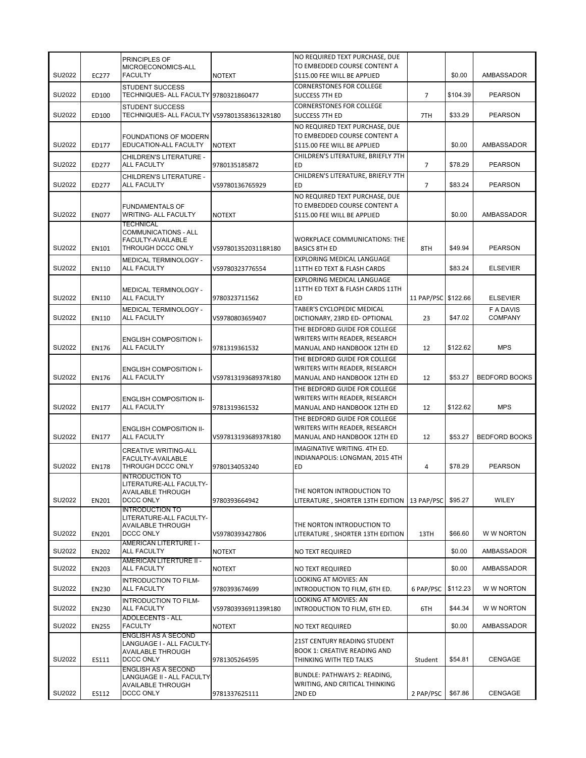| SU2022 | EC277 | PRINCIPLES OF MICROECONOMICS-ALL FACULTY | NOTEXT | NO REQUIRED TEXT PURCHASE, DUE TO EMBEDDED COURSE CONTENT A $115.00 FEE WILL BE APPLIED | | $0.00 | AMBASSADOR |
|---|---|---|---|---|---|---|---|
| SU2022 | ED100 | STUDENT SUCCESS TECHNIQUES- ALL FACULTY | 9780321860477 | CORNERSTONES FOR COLLEGE SUCCESS 7TH ED | 7 | $104.39 | PEARSON |
| SU2022 | ED100 | STUDENT SUCCESS TECHNIQUES- ALL FACULTY | VS9780135836132R180 | CORNERSTONES FOR COLLEGE SUCCESS 7TH ED | 7TH | $33.29 | PEARSON |
| SU2022 | ED177 | FOUNDATIONS OF MODERN EDUCATION-ALL FACULTY | NOTEXT | NO REQUIRED TEXT PURCHASE, DUE TO EMBEDDED COURSE CONTENT A $115.00 FEE WILL BE APPLIED | | $0.00 | AMBASSADOR |
| SU2022 | ED277 | CHILDREN'S LITERATURE - ALL FACULTY | 9780135185872 | CHILDREN'S LITERATURE, BRIEFLY 7TH ED | 7 | $78.29 | PEARSON |
| SU2022 | ED277 | CHILDREN'S LITERATURE - ALL FACULTY | VS9780136765929 | CHILDREN'S LITERATURE, BRIEFLY 7TH ED | 7 | $83.24 | PEARSON |
| SU2022 | EN077 | FUNDAMENTALS OF WRITING- ALL FACULTY | NOTEXT | NO REQUIRED TEXT PURCHASE, DUE TO EMBEDDED COURSE CONTENT A $115.00 FEE WILL BE APPLIED | | $0.00 | AMBASSADOR |
| SU2022 | EN101 | TECHNICAL COMMUNICATIONS - ALL FACULTY-AVAILABLE THROUGH DCCC ONLY | VS9780135203118R180 | WORKPLACE COMMUNICATIONS: THE BASICS 8TH ED | 8TH | $49.94 | PEARSON |
| SU2022 | EN110 | MEDICAL TERMINOLOGY - ALL FACULTY | VS9780323776554 | EXPLORING MEDICAL LANGUAGE 11TTH ED TEXT & FLASH CARDS | | $83.24 | ELSEVIER |
| SU2022 | EN110 | MEDICAL TERMINOLOGY - ALL FACULTY | 9780323711562 | EXPLORING MEDICAL LANGUAGE 11TTH ED TEXT & FLASH CARDS 11TH ED | 11 PAP/PSC | $122.66 | ELSEVIER |
| SU2022 | EN110 | MEDICAL TERMINOLOGY - ALL FACULTY | VS9780803659407 | TABER'S CYCLOPEDIC MEDICAL DICTIONARY, 23RD ED- OPTIONAL | 23 | $47.02 | F A DAVIS COMPANY |
| SU2022 | EN176 | ENGLISH COMPOSITION I- ALL FACULTY | 9781319361532 | THE BEDFORD GUIDE FOR COLLEGE WRITERS WITH READER, RESEARCH MANUAL AND HANDBOOK 12TH ED | 12 | $122.62 | MPS |
| SU2022 | EN176 | ENGLISH COMPOSITION I- ALL FACULTY | VS9781319368937R180 | THE BEDFORD GUIDE FOR COLLEGE WRITERS WITH READER, RESEARCH MANUAL AND HANDBOOK 12TH ED | 12 | $53.27 | BEDFORD BOOKS |
| SU2022 | EN177 | ENGLISH COMPOSITION II- ALL FACULTY | 9781319361532 | THE BEDFORD GUIDE FOR COLLEGE WRITERS WITH READER, RESEARCH MANUAL AND HANDBOOK 12TH ED | 12 | $122.62 | MPS |
| SU2022 | EN177 | ENGLISH COMPOSITION II- ALL FACULTY | VS9781319368937R180 | THE BEDFORD GUIDE FOR COLLEGE WRITERS WITH READER, RESEARCH MANUAL AND HANDBOOK 12TH ED | 12 | $53.27 | BEDFORD BOOKS |
| SU2022 | EN178 | CREATIVE WRITING-ALL FACULTY-AVAILABLE THROUGH DCCC ONLY | 9780134053240 | IMAGINATIVE WRITING. 4TH ED. INDIANAPOLIS: LONGMAN, 2015 4TH ED | 4 | $78.29 | PEARSON |
| SU2022 | EN201 | INTRODUCTION TO LITERATURE-ALL FACULTY-AVAILABLE THROUGH DCCC ONLY | 9780393664942 | THE NORTON INTRODUCTION TO LITERATURE , SHORTER 13TH EDITION | 13 PAP/PSC | $95.27 | WILEY |
| SU2022 | EN201 | INTRODUCTION TO LITERATURE-ALL FACULTY-AVAILABLE THROUGH DCCC ONLY | VS9780393427806 | THE NORTON INTRODUCTION TO LITERATURE , SHORTER 13TH EDITION | 13TH | $66.60 | W W NORTON |
| SU2022 | EN202 | AMERICAN LITERTURE I - ALL FACULTY | NOTEXT | NO TEXT REQUIRED | | $0.00 | AMBASSADOR |
| SU2022 | EN203 | AMERICAN LITERTURE II - ALL FACULTY | NOTEXT | NO TEXT REQUIRED | | $0.00 | AMBASSADOR |
| SU2022 | EN230 | INTRODUCTION TO FILM- ALL FACULTY | 9780393674699 | LOOKING AT MOVIES: AN INTRODUCTION TO FILM, 6TH ED. | 6 PAP/PSC | $112.23 | W W NORTON |
| SU2022 | EN230 | INTRODUCTION TO FILM- ALL FACULTY | VS9780393691139R180 | LOOKING AT MOVIES: AN INTRODUCTION TO FILM, 6TH ED. | 6TH | $44.34 | W W NORTON |
| SU2022 | EN255 | ADOLECENTS - ALL FACULTY | NOTEXT | NO TEXT REQUIRED | | $0.00 | AMBASSADOR |
| SU2022 | ES111 | ENGLISH AS A SECOND LANGUAGE I - ALL FACULTY-AVAILABLE THROUGH DCCC ONLY | 9781305264595 | 21ST CENTURY READING STUDENT BOOK 1: CREATIVE READING AND THINKING WITH TED TALKS | Student | $54.81 | CENGAGE |
| SU2022 | ES112 | ENGLISH AS A SECOND LANGUAGE II - ALL FACULTY AVAILABLE THROUGH DCCC ONLY | 9781337625111 | BUNDLE: PATHWAYS 2: READING, WRITING, AND CRITICAL THINKING 2ND ED | 2 PAP/PSC | $67.86 | CENGAGE |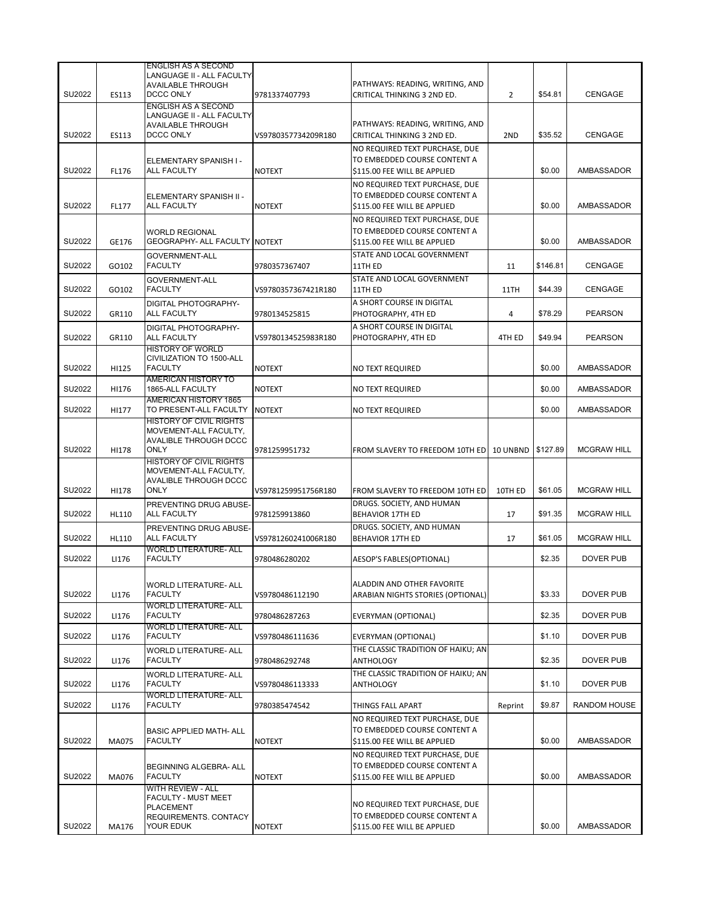| | | | | | | | |
|---|---|---|---|---|---|---|---|
| SU2022 | ES113 | ENGLISH AS A SECOND LANGUAGE II - ALL FACULTY AVAILABLE THROUGH DCCC ONLY | 9781337407793 | PATHWAYS: READING, WRITING, AND CRITICAL THINKING 3 2ND ED. | 2 | $54.81 | CENGAGE |
| SU2022 | ES113 | ENGLISH AS A SECOND LANGUAGE II - ALL FACULTY AVAILABLE THROUGH DCCC ONLY | VS9780357734209R180 | PATHWAYS: READING, WRITING, AND CRITICAL THINKING 3 2ND ED. | 2ND | $35.52 | CENGAGE |
| SU2022 | FL176 | ELEMENTARY SPANISH I - ALL FACULTY | NOTEXT | NO REQUIRED TEXT PURCHASE, DUE TO EMBEDDED COURSE CONTENT A $115.00 FEE WILL BE APPLIED | | $0.00 | AMBASSADOR |
| SU2022 | FL177 | ELEMENTARY SPANISH II - ALL FACULTY | NOTEXT | NO REQUIRED TEXT PURCHASE, DUE TO EMBEDDED COURSE CONTENT A $115.00 FEE WILL BE APPLIED | | $0.00 | AMBASSADOR |
| SU2022 | GE176 | WORLD REGIONAL GEOGRAPHY- ALL FACULTY | NOTEXT | NO REQUIRED TEXT PURCHASE, DUE TO EMBEDDED COURSE CONTENT A $115.00 FEE WILL BE APPLIED | | $0.00 | AMBASSADOR |
| SU2022 | GO102 | GOVERNMENT-ALL FACULTY | 9780357367407 | STATE AND LOCAL GOVERNMENT 11TH ED | 11 | $146.81 | CENGAGE |
| SU2022 | GO102 | GOVERNMENT-ALL FACULTY | VS9780357367421R180 | STATE AND LOCAL GOVERNMENT 11TH ED | 11TH | $44.39 | CENGAGE |
| SU2022 | GR110 | DIGITAL PHOTOGRAPHY- ALL FACULTY | 9780134525815 | A SHORT COURSE IN DIGITAL PHOTOGRAPHY, 4TH ED | 4 | $78.29 | PEARSON |
| SU2022 | GR110 | DIGITAL PHOTOGRAPHY- ALL FACULTY | VS9780134525983R180 | A SHORT COURSE IN DIGITAL PHOTOGRAPHY, 4TH ED | 4TH ED | $49.94 | PEARSON |
| SU2022 | HI125 | HISTORY OF WORLD CIVILIZATION TO 1500-ALL FACULTY | NOTEXT | NO TEXT REQUIRED | | $0.00 | AMBASSADOR |
| SU2022 | HI176 | AMERICAN HISTORY TO 1865-ALL FACULTY | NOTEXT | NO TEXT REQUIRED | | $0.00 | AMBASSADOR |
| SU2022 | HI177 | AMERICAN HISTORY 1865 TO PRESENT-ALL FACULTY | NOTEXT | NO TEXT REQUIRED | | $0.00 | AMBASSADOR |
| SU2022 | HI178 | HISTORY OF CIVIL RIGHTS MOVEMENT-ALL FACULTY, AVALIBLE THROUGH DCCC ONLY | 9781259951732 | FROM SLAVERY TO FREEDOM 10TH ED | 10 UNBND | $127.89 | MCGRAW HILL |
| SU2022 | HI178 | HISTORY OF CIVIL RIGHTS MOVEMENT-ALL FACULTY, AVALIBLE THROUGH DCCC ONLY | VS9781259951756R180 | FROM SLAVERY TO FREEDOM 10TH ED | 10TH ED | $61.05 | MCGRAW HILL |
| SU2022 | HL110 | PREVENTING DRUG ABUSE- ALL FACULTY | 9781259913860 | DRUGS. SOCIETY, AND HUMAN BEHAVIOR 17TH ED | 17 | $91.35 | MCGRAW HILL |
| SU2022 | HL110 | PREVENTING DRUG ABUSE- ALL FACULTY | VS9781260241006R180 | DRUGS. SOCIETY, AND HUMAN BEHAVIOR 17TH ED | 17 | $61.05 | MCGRAW HILL |
| SU2022 | LI176 | WORLD LITERATURE- ALL FACULTY | 9780486280202 | AESOP'S FABLES(OPTIONAL) | | $2.35 | DOVER PUB |
| SU2022 | LI176 | WORLD LITERATURE- ALL FACULTY | VS9780486112190 | ALADDIN AND OTHER FAVORITE ARABIAN NIGHTS STORIES (OPTIONAL) | | $3.33 | DOVER PUB |
| SU2022 | LI176 | WORLD LITERATURE- ALL FACULTY | 9780486287263 | EVERYMAN (OPTIONAL) | | $2.35 | DOVER PUB |
| SU2022 | LI176 | WORLD LITERATURE- ALL FACULTY | VS9780486111636 | EVERYMAN (OPTIONAL) | | $1.10 | DOVER PUB |
| SU2022 | LI176 | WORLD LITERATURE- ALL FACULTY | 9780486292748 | THE CLASSIC TRADITION OF HAIKU; AN ANTHOLOGY | | $2.35 | DOVER PUB |
| SU2022 | LI176 | WORLD LITERATURE- ALL FACULTY | VS9780486113333 | THE CLASSIC TRADITION OF HAIKU; AN ANTHOLOGY | | $1.10 | DOVER PUB |
| SU2022 | LI176 | WORLD LITERATURE- ALL FACULTY | 9780385474542 | THINGS FALL APART | Reprint | $9.87 | RANDOM HOUSE |
| SU2022 | MA075 | BASIC APPLIED MATH- ALL FACULTY | NOTEXT | NO REQUIRED TEXT PURCHASE, DUE TO EMBEDDED COURSE CONTENT A $115.00 FEE WILL BE APPLIED | | $0.00 | AMBASSADOR |
| SU2022 | MA076 | BEGINNING ALGEBRA- ALL FACULTY | NOTEXT | NO REQUIRED TEXT PURCHASE, DUE TO EMBEDDED COURSE CONTENT A $115.00 FEE WILL BE APPLIED | | $0.00 | AMBASSADOR |
| SU2022 | MA176 | WITH REVIEW - ALL FACULTY - MUST MEET PLACEMENT REQUIREMENTS. CONTACY YOUR EDUK | NOTEXT | NO REQUIRED TEXT PURCHASE, DUE TO EMBEDDED COURSE CONTENT A $115.00 FEE WILL BE APPLIED | | $0.00 | AMBASSADOR |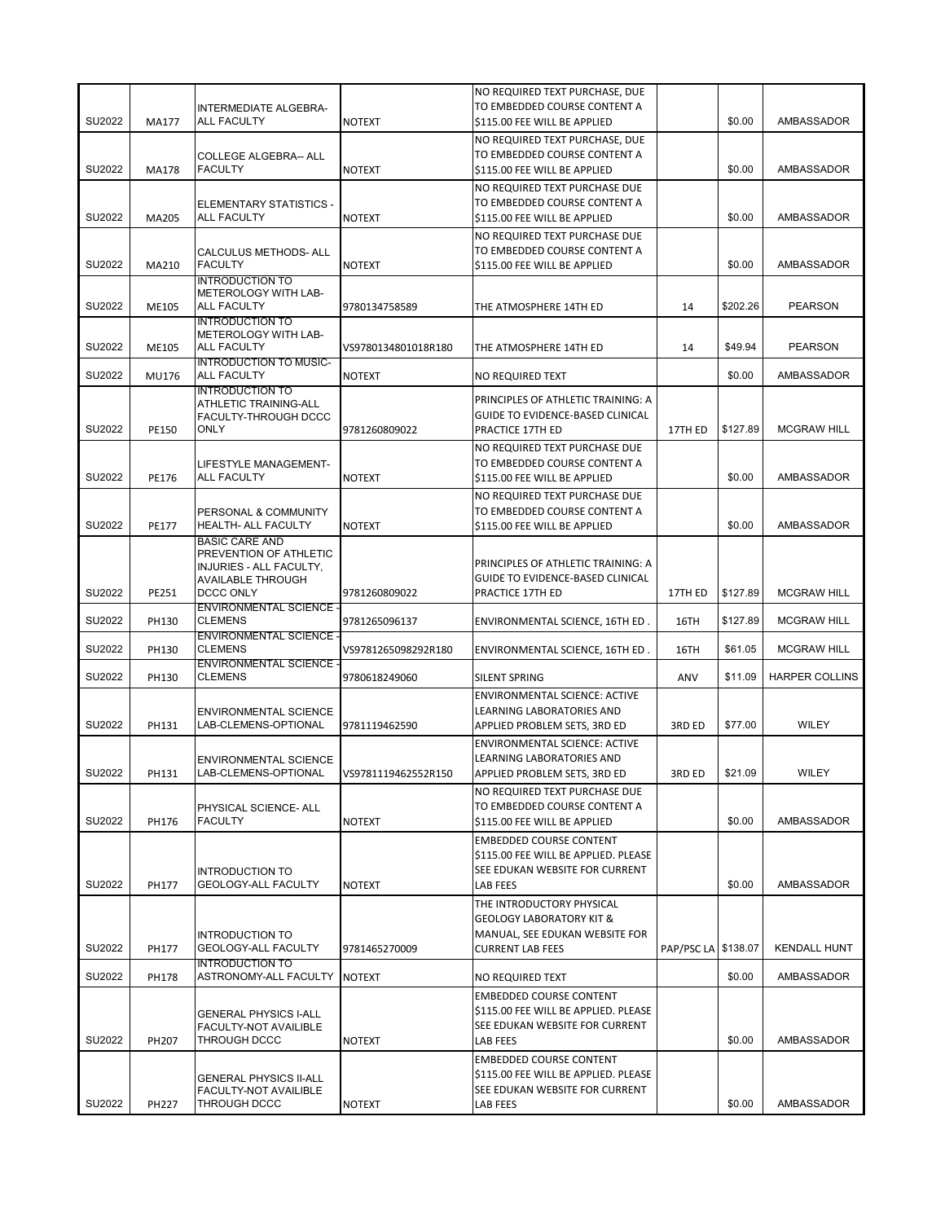| | | | | | | | |
|---|---|---|---|---|---|---|---|
| SU2022 | MA177 | INTERMEDIATE ALGEBRA-ALL FACULTY | NOTEXT | NO REQUIRED TEXT PURCHASE, DUE TO EMBEDDED COURSE CONTENT A $115.00 FEE WILL BE APPLIED | | $0.00 | AMBASSADOR |
| SU2022 | MA178 | COLLEGE ALGEBRA-- ALL FACULTY | NOTEXT | NO REQUIRED TEXT PURCHASE, DUE TO EMBEDDED COURSE CONTENT A $115.00 FEE WILL BE APPLIED | | $0.00 | AMBASSADOR |
| SU2022 | MA205 | ELEMENTARY STATISTICS - ALL FACULTY | NOTEXT | NO REQUIRED TEXT PURCHASE DUE TO EMBEDDED COURSE CONTENT A $115.00 FEE WILL BE APPLIED | | $0.00 | AMBASSADOR |
| SU2022 | MA210 | CALCULUS METHODS- ALL FACULTY | NOTEXT | NO REQUIRED TEXT PURCHASE DUE TO EMBEDDED COURSE CONTENT A $115.00 FEE WILL BE APPLIED | | $0.00 | AMBASSADOR |
| SU2022 | ME105 | INTRODUCTION TO METEROLOGY WITH LAB-ALL FACULTY | 9780134758589 | THE ATMOSPHERE 14TH ED | 14 | $202.26 | PEARSON |
| SU2022 | ME105 | INTRODUCTION TO METEROLOGY WITH LAB-ALL FACULTY | VS9780134801018R180 | THE ATMOSPHERE 14TH ED | 14 | $49.94 | PEARSON |
| SU2022 | MU176 | INTRODUCTION TO MUSIC-ALL FACULTY | NOTEXT | NO REQUIRED TEXT | | $0.00 | AMBASSADOR |
| SU2022 | PE150 | INTRODUCTION TO ATHLETIC TRAINING-ALL FACULTY-THROUGH DCCC ONLY | 9781260809022 | PRINCIPLES OF ATHLETIC TRAINING: A GUIDE TO EVIDENCE-BASED CLINICAL PRACTICE 17TH ED | 17TH ED | $127.89 | MCGRAW HILL |
| SU2022 | PE176 | LIFESTYLE MANAGEMENT-ALL FACULTY | NOTEXT | NO REQUIRED TEXT PURCHASE DUE TO EMBEDDED COURSE CONTENT A $115.00 FEE WILL BE APPLIED | | $0.00 | AMBASSADOR |
| SU2022 | PE177 | PERSONAL & COMMUNITY HEALTH- ALL FACULTY | NOTEXT | NO REQUIRED TEXT PURCHASE DUE TO EMBEDDED COURSE CONTENT A $115.00 FEE WILL BE APPLIED | | $0.00 | AMBASSADOR |
| SU2022 | PE251 | BASIC CARE AND PREVENTION OF ATHLETIC INJURIES - ALL FACULTY, AVAILABLE THROUGH DCCC ONLY | 9781260809022 | PRINCIPLES OF ATHLETIC TRAINING: A GUIDE TO EVIDENCE-BASED CLINICAL PRACTICE 17TH ED | 17TH ED | $127.89 | MCGRAW HILL |
| SU2022 | PH130 | ENVIRONMENTAL SCIENCE - CLEMENS | 9781265096137 | ENVIRONMENTAL SCIENCE, 16TH ED . | 16TH | $127.89 | MCGRAW HILL |
| SU2022 | PH130 | ENVIRONMENTAL SCIENCE - CLEMENS | VS9781265098292R180 | ENVIRONMENTAL SCIENCE, 16TH ED . | 16TH | $61.05 | MCGRAW HILL |
| SU2022 | PH130 | ENVIRONMENTAL SCIENCE - CLEMENS | 9780618249060 | SILENT SPRING | ANV | $11.09 | HARPER COLLINS |
| SU2022 | PH131 | ENVIRONMENTAL SCIENCE LAB-CLEMENS-OPTIONAL | 9781119462590 | ENVIRONMENTAL SCIENCE: ACTIVE LEARNING LABORATORIES AND APPLIED PROBLEM SETS, 3RD ED | 3RD ED | $77.00 | WILEY |
| SU2022 | PH131 | ENVIRONMENTAL SCIENCE LAB-CLEMENS-OPTIONAL | VS9781119462552R150 | ENVIRONMENTAL SCIENCE: ACTIVE LEARNING LABORATORIES AND APPLIED PROBLEM SETS, 3RD ED | 3RD ED | $21.09 | WILEY |
| SU2022 | PH176 | PHYSICAL SCIENCE- ALL FACULTY | NOTEXT | NO REQUIRED TEXT PURCHASE DUE TO EMBEDDED COURSE CONTENT A $115.00 FEE WILL BE APPLIED | | $0.00 | AMBASSADOR |
| SU2022 | PH177 | INTRODUCTION TO GEOLOGY-ALL FACULTY | NOTEXT | EMBEDDED COURSE CONTENT $115.00 FEE WILL BE APPLIED. PLEASE SEE EDUKAN WEBSITE FOR CURRENT LAB FEES | | $0.00 | AMBASSADOR |
| SU2022 | PH177 | INTRODUCTION TO GEOLOGY-ALL FACULTY | 9781465270009 | THE INTRODUCTORY PHYSICAL GEOLOGY LABORATORY KIT & MANUAL, SEE EDUKAN WEBSITE FOR CURRENT LAB FEES | PAP/PSC LA | $138.07 | KENDALL HUNT |
| SU2022 | PH178 | INTRODUCTION TO ASTRONOMY-ALL FACULTY | NOTEXT | NO REQUIRED TEXT | | $0.00 | AMBASSADOR |
| SU2022 | PH207 | GENERAL PHYSICS I-ALL FACULTY-NOT AVAILIBLE THROUGH DCCC | NOTEXT | EMBEDDED COURSE CONTENT $115.00 FEE WILL BE APPLIED. PLEASE SEE EDUKAN WEBSITE FOR CURRENT LAB FEES | | $0.00 | AMBASSADOR |
| SU2022 | PH227 | GENERAL PHYSICS II-ALL FACULTY-NOT AVAILIBLE THROUGH DCCC | NOTEXT | EMBEDDED COURSE CONTENT $115.00 FEE WILL BE APPLIED. PLEASE SEE EDUKAN WEBSITE FOR CURRENT LAB FEES | | $0.00 | AMBASSADOR |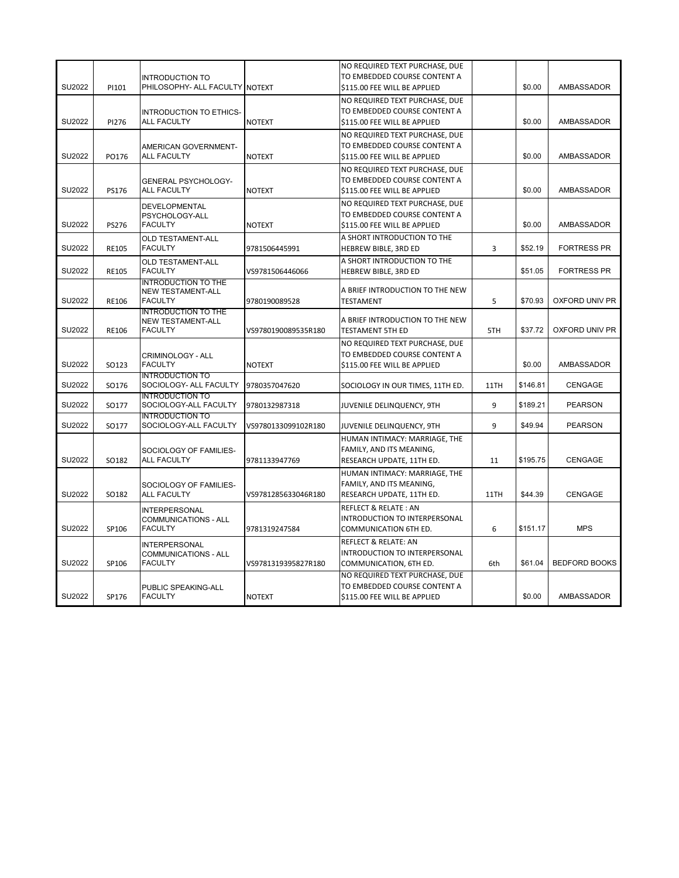| | | | | | | | |
|---|---|---|---|---|---|---|---|
| SU2022 | PI101 | INTRODUCTION TO PHILOSOPHY- ALL FACULTY | NOTEXT | NO REQUIRED TEXT PURCHASE, DUE TO EMBEDDED COURSE CONTENT A $115.00 FEE WILL BE APPLIED | | $0.00 | AMBASSADOR |
| SU2022 | PI276 | INTRODUCTION TO ETHICS- ALL FACULTY | NOTEXT | NO REQUIRED TEXT PURCHASE, DUE TO EMBEDDED COURSE CONTENT A $115.00 FEE WILL BE APPLIED | | $0.00 | AMBASSADOR |
| SU2022 | PO176 | AMERICAN GOVERNMENT- ALL FACULTY | NOTEXT | NO REQUIRED TEXT PURCHASE, DUE TO EMBEDDED COURSE CONTENT A $115.00 FEE WILL BE APPLIED | | $0.00 | AMBASSADOR |
| SU2022 | PS176 | GENERAL PSYCHOLOGY- ALL FACULTY | NOTEXT | NO REQUIRED TEXT PURCHASE, DUE TO EMBEDDED COURSE CONTENT A $115.00 FEE WILL BE APPLIED | | $0.00 | AMBASSADOR |
| SU2022 | PS276 | DEVELOPMENTAL PSYCHOLOGY-ALL FACULTY | NOTEXT | NO REQUIRED TEXT PURCHASE, DUE TO EMBEDDED COURSE CONTENT A $115.00 FEE WILL BE APPLIED | | $0.00 | AMBASSADOR |
| SU2022 | RE105 | OLD TESTAMENT-ALL FACULTY | 9781506445991 | A SHORT INTRODUCTION TO THE HEBREW BIBLE, 3RD ED | 3 | $52.19 | FORTRESS PR |
| SU2022 | RE105 | OLD TESTAMENT-ALL FACULTY | VS9781506446066 | A SHORT INTRODUCTION TO THE HEBREW BIBLE, 3RD ED | | $51.05 | FORTRESS PR |
| SU2022 | RE106 | INTRODUCTION TO THE NEW TESTAMENT-ALL FACULTY | 9780190089528 | A BRIEF INTRODUCTION TO THE NEW TESTAMENT | 5 | $70.93 | OXFORD UNIV PR |
| SU2022 | RE106 | INTRODUCTION TO THE NEW TESTAMENT-ALL FACULTY | VS9780190089535R180 | A BRIEF INTRODUCTION TO THE NEW TESTAMENT 5TH ED | 5TH | $37.72 | OXFORD UNIV PR |
| SU2022 | SO123 | CRIMINOLOGY - ALL FACULTY | NOTEXT | NO REQUIRED TEXT PURCHASE, DUE TO EMBEDDED COURSE CONTENT A $115.00 FEE WILL BE APPLIED | | $0.00 | AMBASSADOR |
| SU2022 | SO176 | INTRODUCTION TO SOCIOLOGY- ALL FACULTY | 9780357047620 | SOCIOLOGY IN OUR TIMES, 11TH ED. | 11TH | $146.81 | CENGAGE |
| SU2022 | SO177 | INTRODUCTION TO SOCIOLOGY-ALL FACULTY | 9780132987318 | JUVENILE DELINQUENCY, 9TH | 9 | $189.21 | PEARSON |
| SU2022 | SO177 | INTRODUCTION TO SOCIOLOGY-ALL FACULTY | VS9780133099102R180 | JUVENILE DELINQUENCY, 9TH | 9 | $49.94 | PEARSON |
| SU2022 | SO182 | SOCIOLOGY OF FAMILIES- ALL FACULTY | 9781133947769 | HUMAN INTIMACY: MARRIAGE, THE FAMILY, AND ITS MEANING, RESEARCH UPDATE, 11TH ED. | 11 | $195.75 | CENGAGE |
| SU2022 | SO182 | SOCIOLOGY OF FAMILIES- ALL FACULTY | VS9781285633046R180 | HUMAN INTIMACY: MARRIAGE, THE FAMILY, AND ITS MEANING, RESEARCH UPDATE, 11TH ED. | 11TH | $44.39 | CENGAGE |
| SU2022 | SP106 | INTERPERSONAL COMMUNICATIONS - ALL FACULTY | 9781319247584 | REFLECT & RELATE : AN INTRODUCTION TO INTERPERSONAL COMMUNICATION 6TH ED. | 6 | $151.17 | MPS |
| SU2022 | SP106 | INTERPERSONAL COMMUNICATIONS - ALL FACULTY | VS9781319395827R180 | REFLECT & RELATE: AN INTRODUCTION TO INTERPERSONAL COMMUNICATION, 6TH ED. | 6th | $61.04 | BEDFORD BOOKS |
| SU2022 | SP176 | PUBLIC SPEAKING-ALL FACULTY | NOTEXT | NO REQUIRED TEXT PURCHASE, DUE TO EMBEDDED COURSE CONTENT A $115.00 FEE WILL BE APPLIED | | $0.00 | AMBASSADOR |